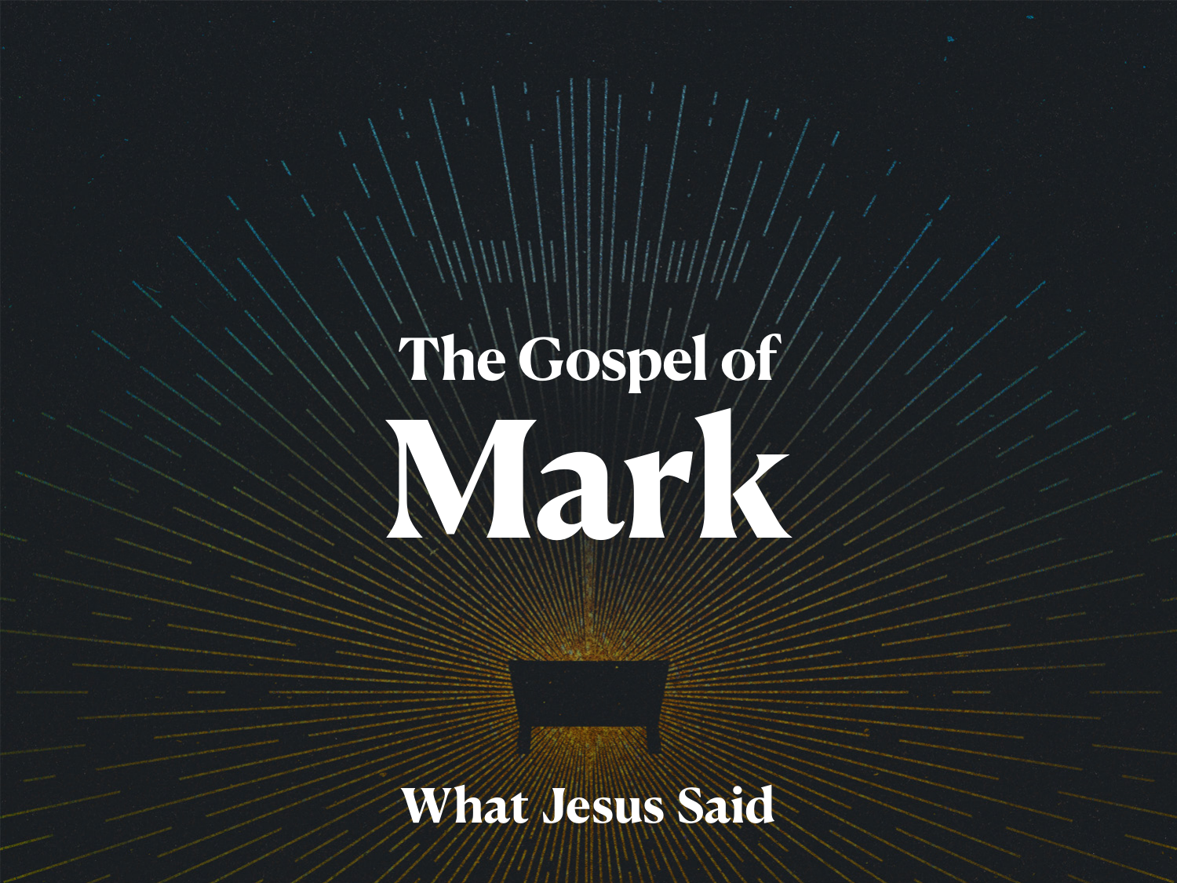# The Gospel of Mark

## What Jesus Said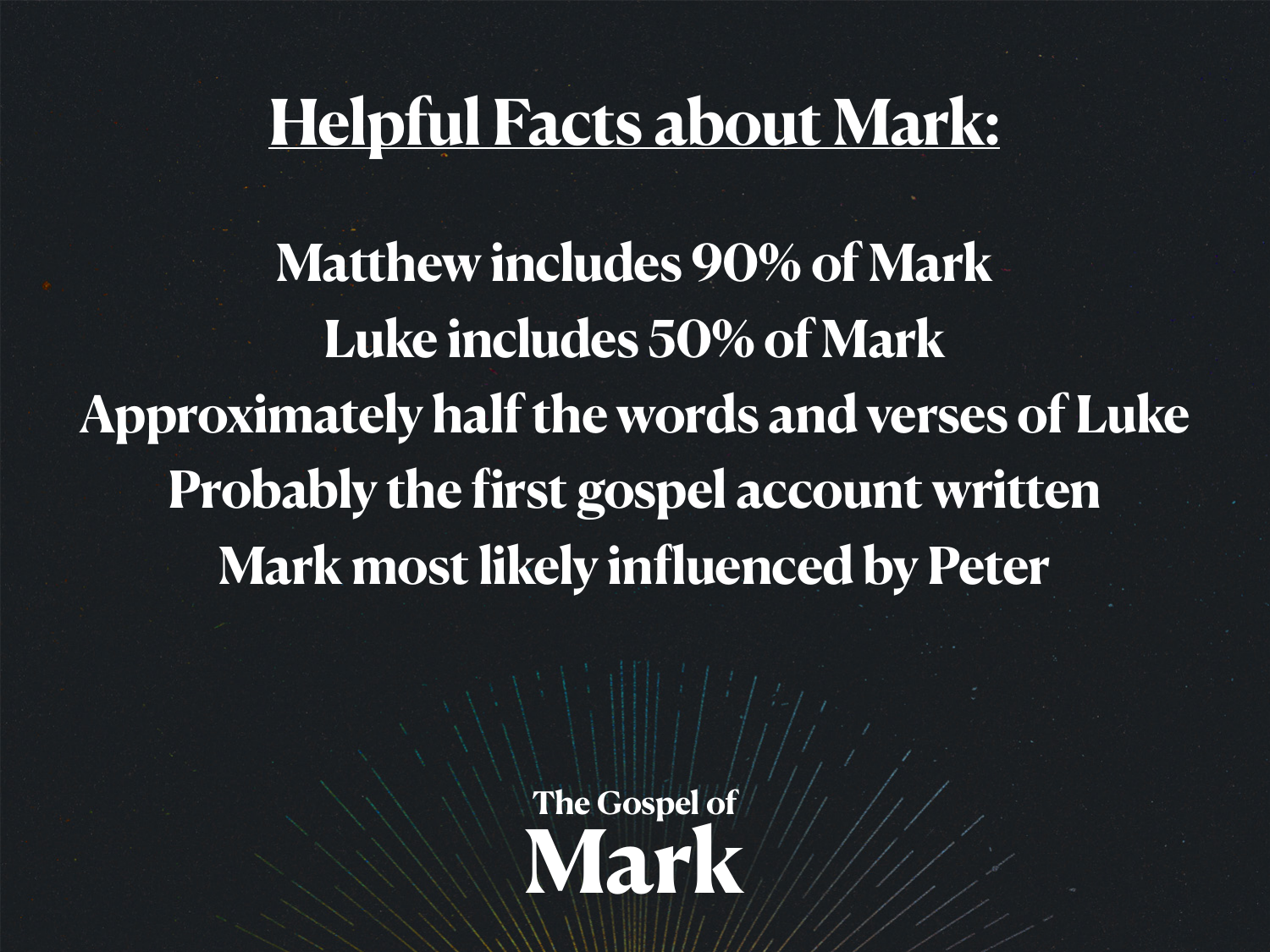## Helpful Facts about Mark:

Matthew includes 90% of Mark
Luke includes 50% of Mark
Approximately half the words and verses of Luke
Probably the first gospel account written
Mark most likely influenced by Peter

The Gospel of
**Mark**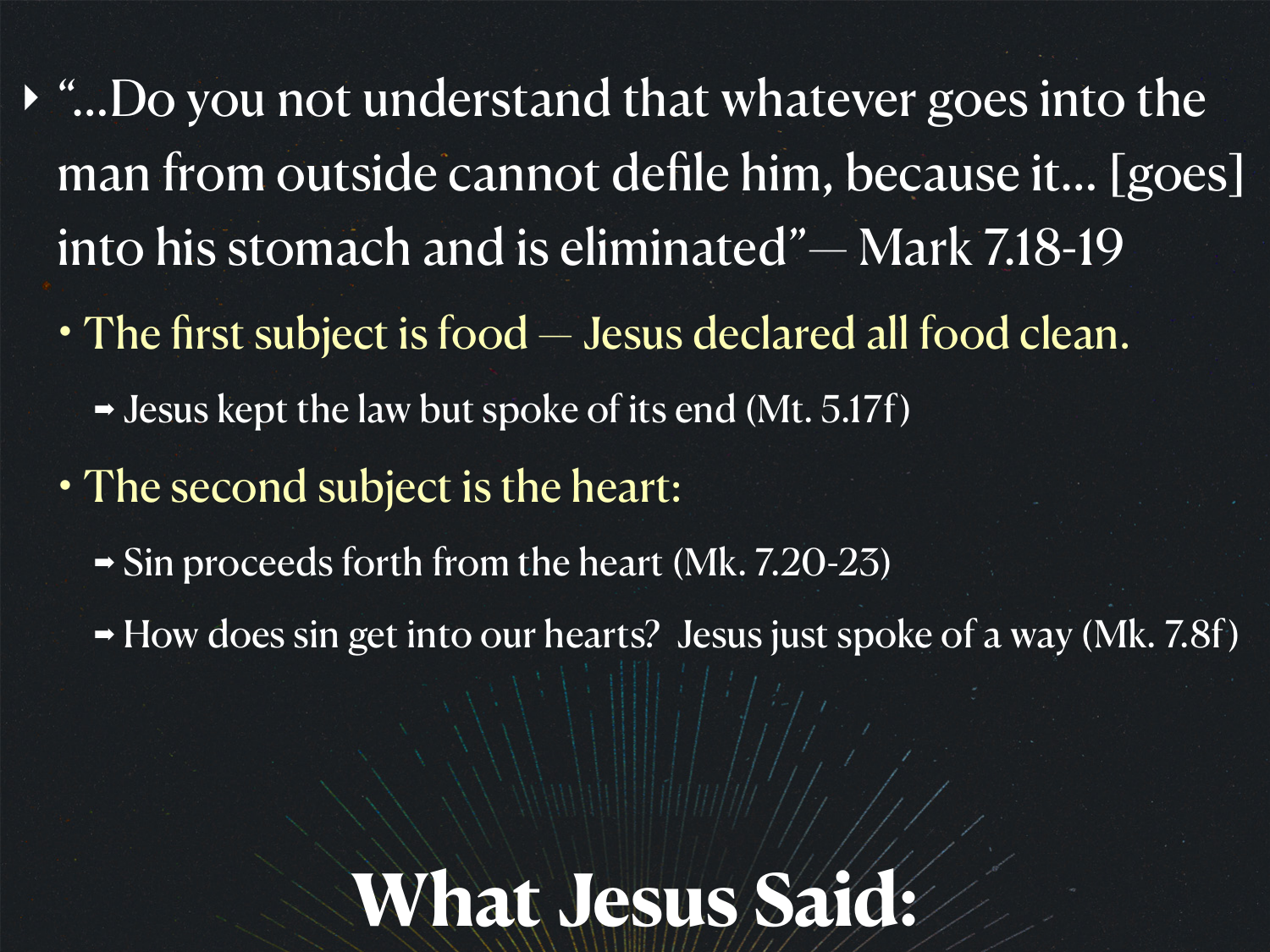## What Jesus Said:

- "…Do you not understand that whatever goes into the man from outside cannot defile him, because it… [goes] into his stomach and is eliminated"— Mark 7.18-19
  - The first subject is food — Jesus declared all food clean.
    - ➡ Jesus kept the law but spoke of its end (Mt. 5.17f)
  - The second subject is the heart:
    - ➡ Sin proceeds forth from the heart (Mk. 7.20-23)
    - ➡ How does sin get into our hearts? Jesus just spoke of a way (Mk. 7.8f)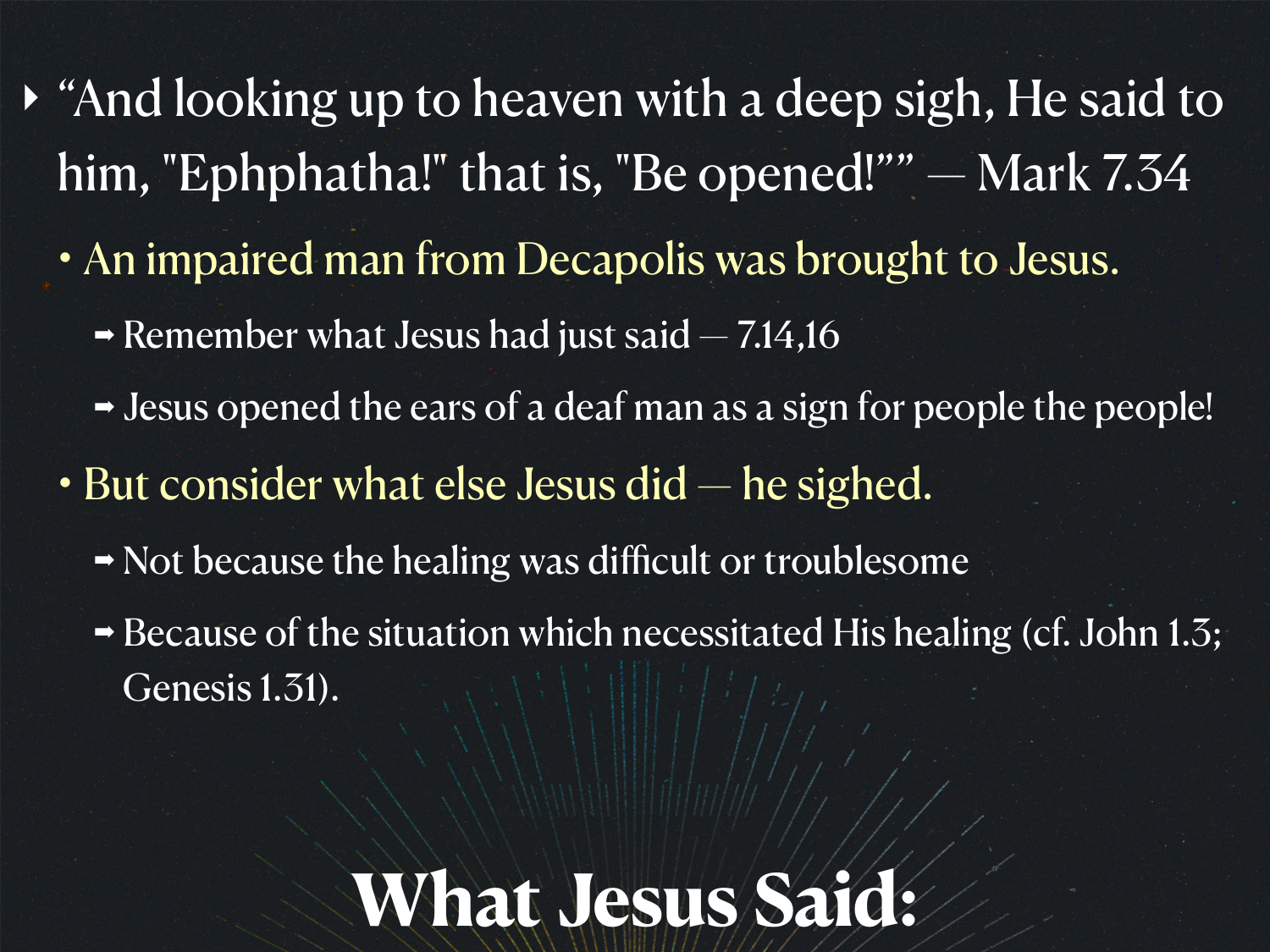- “And looking up to heaven with a deep sigh, He said to him, "Ephphatha!" that is, "Be opened!"” — Mark 7.34
  - An impaired man from Decapolis was brought to Jesus.
    - Remember what Jesus had just said — 7.14,16
    - Jesus opened the ears of a deaf man as a sign for people the people!
  - But consider what else Jesus did — he sighed.
    - Not because the healing was difficult or troublesome
    - Because of the situation which necessitated His healing (cf. John 1.3; Genesis 1.31).

# What Jesus Said: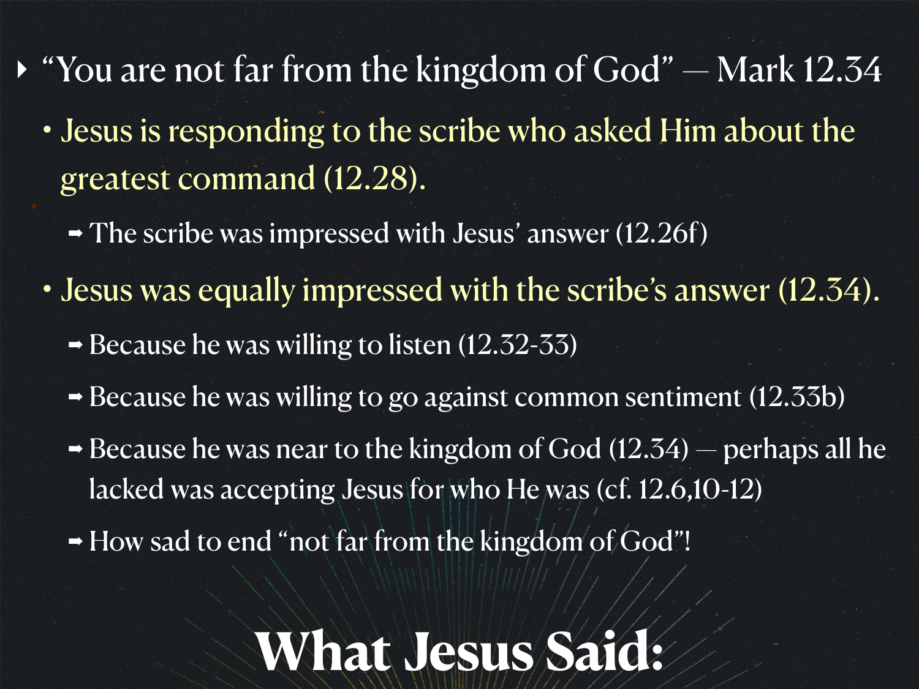- "You are not far from the kingdom of God" — Mark 12.34
  - Jesus is responding to the scribe who asked Him about the greatest command (12.28).
    - ➡ The scribe was impressed with Jesus' answer (12.26f)
  - Jesus was equally impressed with the scribe's answer (12.34).
    - ➡ Because he was willing to listen (12.32-33)
    - ➡ Because he was willing to go against common sentiment (12.33b)
    - ➡ Because he was near to the kingdom of God (12.34) — perhaps all he lacked was accepting Jesus for who He was (cf. 12.6,10-12)
    - ➡ How sad to end "not far from the kingdom of God"!

# What Jesus Said: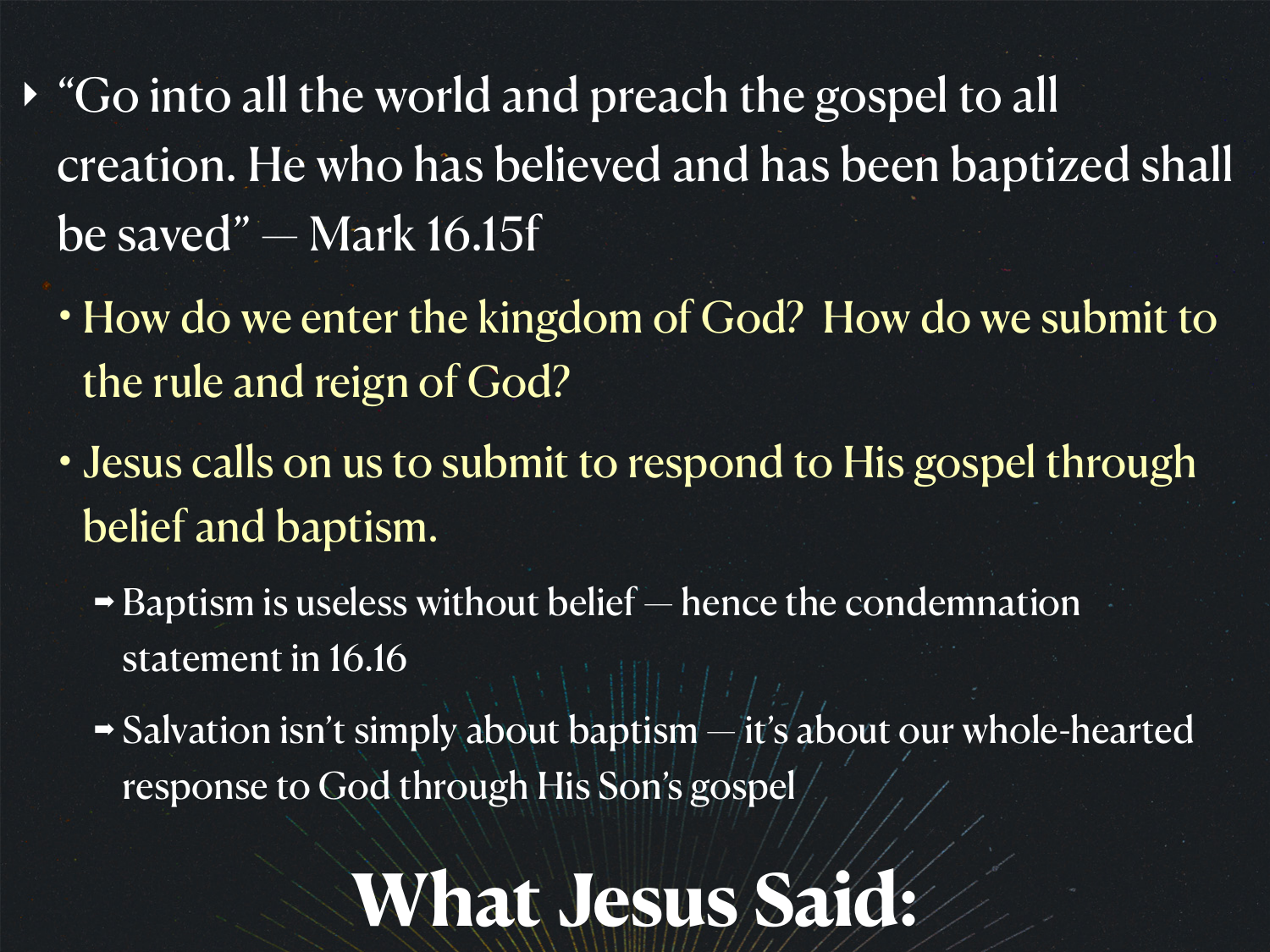- "Go into all the world and preach the gospel to all creation. He who has believed and has been baptized shall be saved" — Mark 16.15f
  - How do we enter the kingdom of God?  How do we submit to the rule and reign of God?
  - Jesus calls on us to submit to respond to His gospel through belief and baptism.
    - Baptism is useless without belief — hence the condemnation statement in 16.16
    - Salvation isn't simply about baptism — it's about our whole-hearted response to God through His Son's gospel

# What Jesus Said: